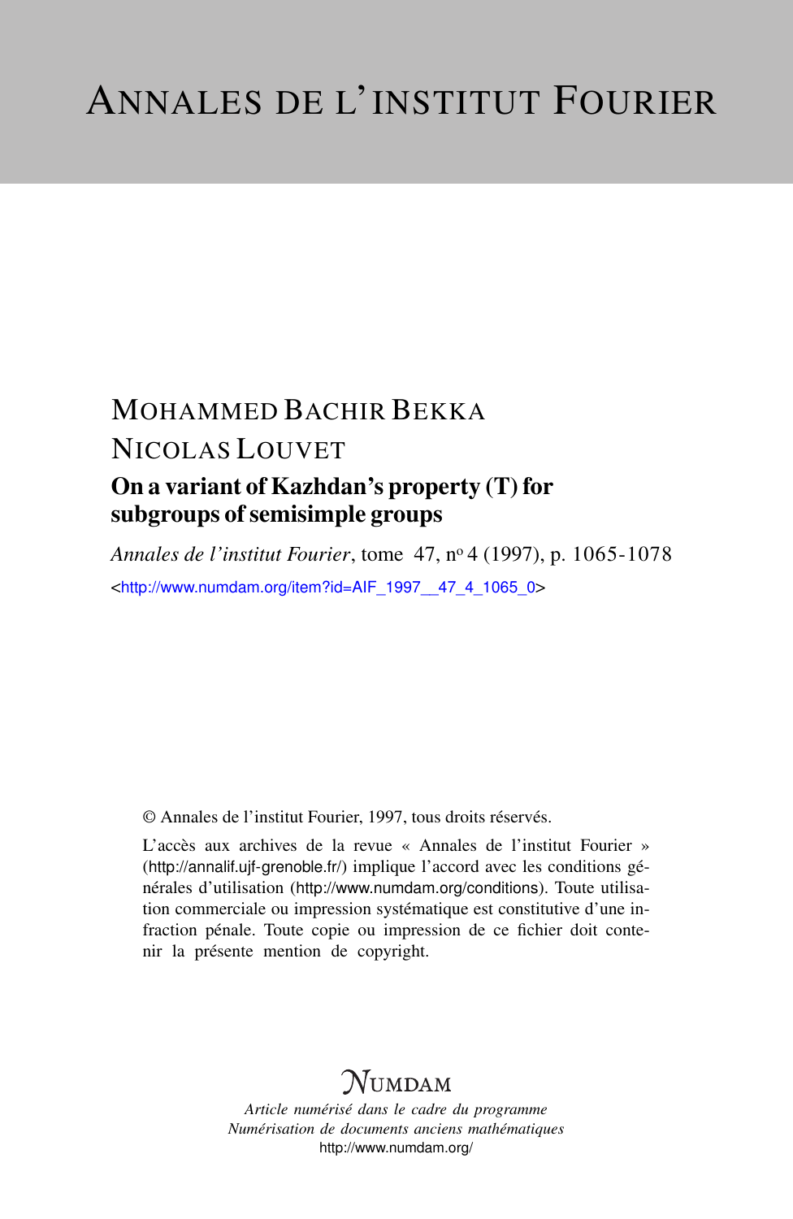# Annales de l'institut Fourier

MOHAMMED BACHIR BEKKA

NICOLAS LOUVET

## On a variant of Kazhdan's property (T) for subgroups of semisimple groups

*Annales de l'institut Fourier*, tome 47, nº 4 (1997), p. 1065-1078

<http://www.numdam.org/item?id=AIF_1997__47_4_1065_0>

© Annales de l'institut Fourier, 1997, tous droits réservés.

L'accès aux archives de la revue « Annales de l'institut Fourier » (http://annalif.ujf-grenoble.fr/) implique l'accord avec les conditions générales d'utilisation (http://www.numdam.org/conditions). Toute utilisation commerciale ou impression systématique est constitutive d'une infraction pénale. Toute copie ou impression de ce fichier doit contenir la présente mention de copyright.

NUMDAM

*Article numérisé dans le cadre du programme*
*Numérisation de documents anciens mathématiques*
http://www.numdam.org/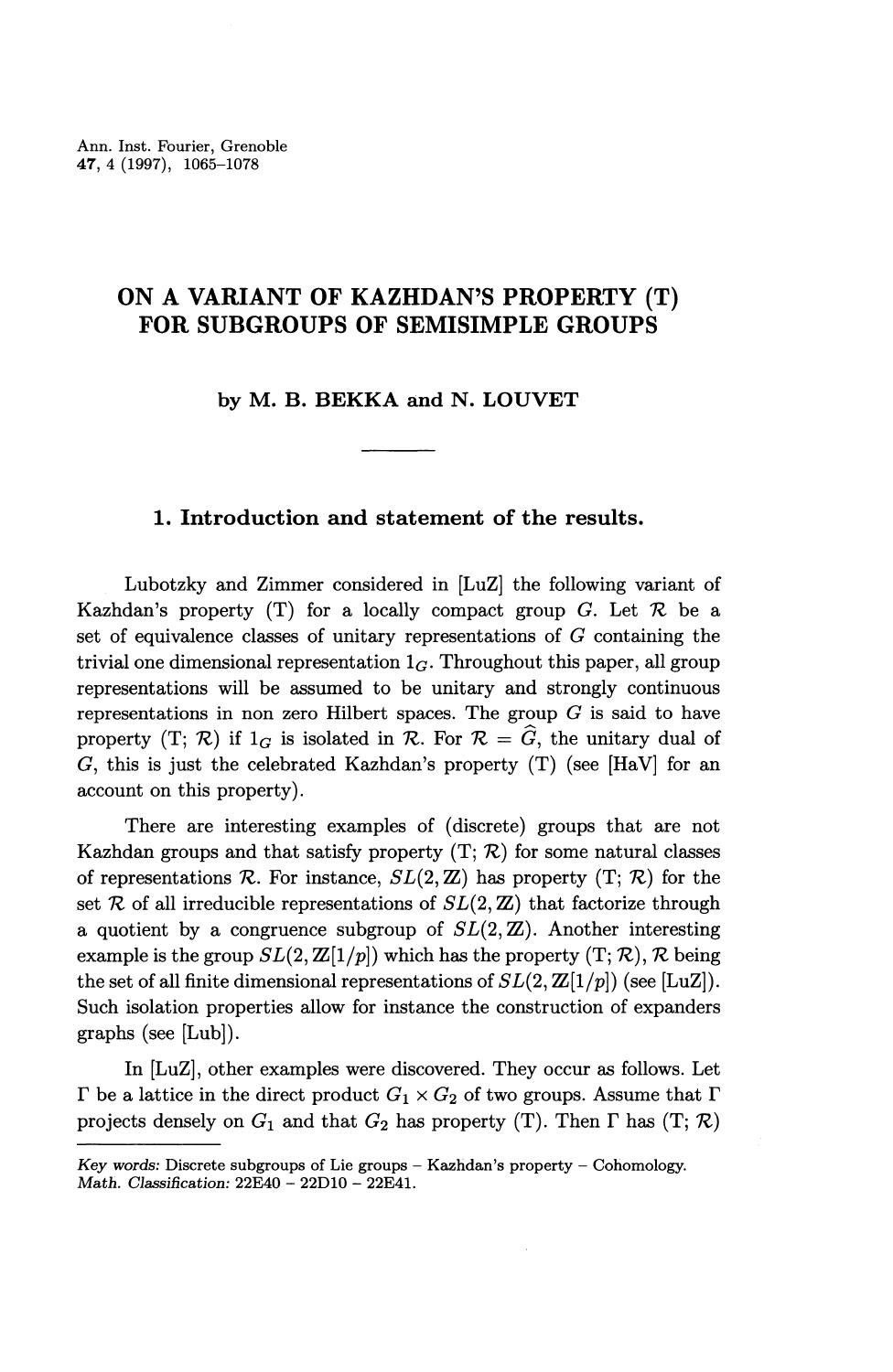Ann. Inst. Fourier, Grenoble
47, 4 (1997), 1065–1078

# ON A VARIANT OF KAZHDAN'S PROPERTY (T) FOR SUBGROUPS OF SEMISIMPLE GROUPS

**by M. B. BEKKA and N. LOUVET**

## 1. Introduction and statement of the results.

Lubotzky and Zimmer considered in [LuZ] the following variant of Kazhdan's property (T) for a locally compact group $G$. Let $\mathcal{R}$ be a set of equivalence classes of unitary representations of $G$ containing the trivial one dimensional representation $1_G$. Throughout this paper, all group representations will be assumed to be unitary and strongly continuous representations in non zero Hilbert spaces. The group $G$ is said to have property (T; $\mathcal{R}$) if $1_G$ is isolated in $\mathcal{R}$. For $\mathcal{R} = \widehat{G}$, the unitary dual of $G$, this is just the celebrated Kazhdan's property (T) (see [HaV] for an account on this property).

There are interesting examples of (discrete) groups that are not Kazhdan groups and that satisfy property (T; $\mathcal{R}$) for some natural classes of representations $\mathcal{R}$. For instance, $SL(2, \mathbb{Z})$ has property (T; $\mathcal{R}$) for the set $\mathcal{R}$ of all irreducible representations of $SL(2, \mathbb{Z})$ that factorize through a quotient by a congruence subgroup of $SL(2, \mathbb{Z})$. Another interesting example is the group $SL(2, \mathbb{Z}[1/p])$ which has the property (T; $\mathcal{R}$), $\mathcal{R}$ being the set of all finite dimensional representations of $SL(2, \mathbb{Z}[1/p])$ (see [LuZ]). Such isolation properties allow for instance the construction of expanders graphs (see [Lub]).

In [LuZ], other examples were discovered. They occur as follows. Let $\Gamma$ be a lattice in the direct product $G_1 \times G_2$ of two groups. Assume that $\Gamma$ projects densely on $G_1$ and that $G_2$ has property (T). Then $\Gamma$ has (T; $\mathcal{R}$)

---

*Key words:* Discrete subgroups of Lie groups – Kazhdan's property – Cohomology.
*Math. Classification:* 22E40 – 22D10 – 22E41.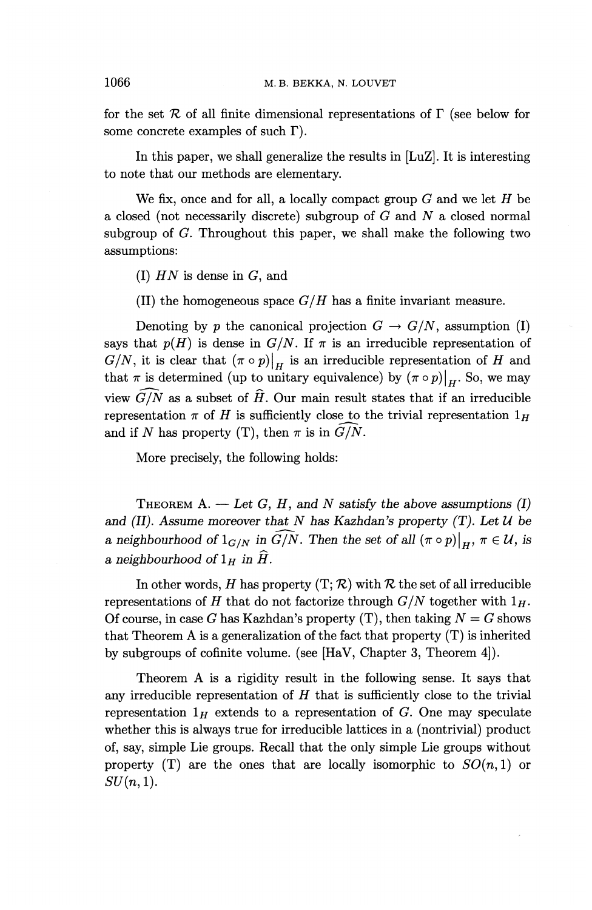for the set $\mathcal{R}$ of all finite dimensional representations of $\Gamma$ (see below for some concrete examples of such $\Gamma$).

In this paper, we shall generalize the results in [LuZ]. It is interesting to note that our methods are elementary.

We fix, once and for all, a locally compact group $G$ and we let $H$ be a closed (not necessarily discrete) subgroup of $G$ and $N$ a closed normal subgroup of $G$. Throughout this paper, we shall make the following two assumptions:

(I) $HN$ is dense in $G$, and

(II) the homogeneous space $G/H$ has a finite invariant measure.

Denoting by $p$ the canonical projection $G \to G/N$, assumption (I) says that $p(H)$ is dense in $G/N$. If $\pi$ is an irreducible representation of $G/N$, it is clear that $(\pi \circ p)|_H$ is an irreducible representation of $H$ and that $\pi$ is determined (up to unitary equivalence) by $(\pi \circ p)|_H$. So, we may view $\widehat{G/N}$ as a subset of $\widehat{H}$. Our main result states that if an irreducible representation $\pi$ of $H$ is sufficiently close to the trivial representation $1_H$ and if $N$ has property (T), then $\pi$ is in $\widehat{G/N}$.

More precisely, the following holds:

THEOREM A. — *Let $G$, $H$, and $N$ satisfy the above assumptions (I) and (II). Assume moreover that $N$ has Kazhdan's property (T). Let $\mathcal{U}$ be a neighbourhood of $1_{G/N}$ in $\widehat{G/N}$. Then the set of all $(\pi \circ p)|_H$, $\pi \in \mathcal{U}$, is a neighbourhood of $1_H$ in $\widehat{H}$.*

In other words, $H$ has property (T; $\mathcal{R}$) with $\mathcal{R}$ the set of all irreducible representations of $H$ that do not factorize through $G/N$ together with $1_H$. Of course, in case $G$ has Kazhdan's property (T), then taking $N = G$ shows that Theorem A is a generalization of the fact that property (T) is inherited by subgroups of cofinite volume. (see [HaV, Chapter 3, Theorem 4]).

Theorem A is a rigidity result in the following sense. It says that any irreducible representation of $H$ that is sufficiently close to the trivial representation $1_H$ extends to a representation of $G$. One may speculate whether this is always true for irreducible lattices in a (nontrivial) product of, say, simple Lie groups. Recall that the only simple Lie groups without property (T) are the ones that are locally isomorphic to $SO(n, 1)$ or $SU(n, 1)$.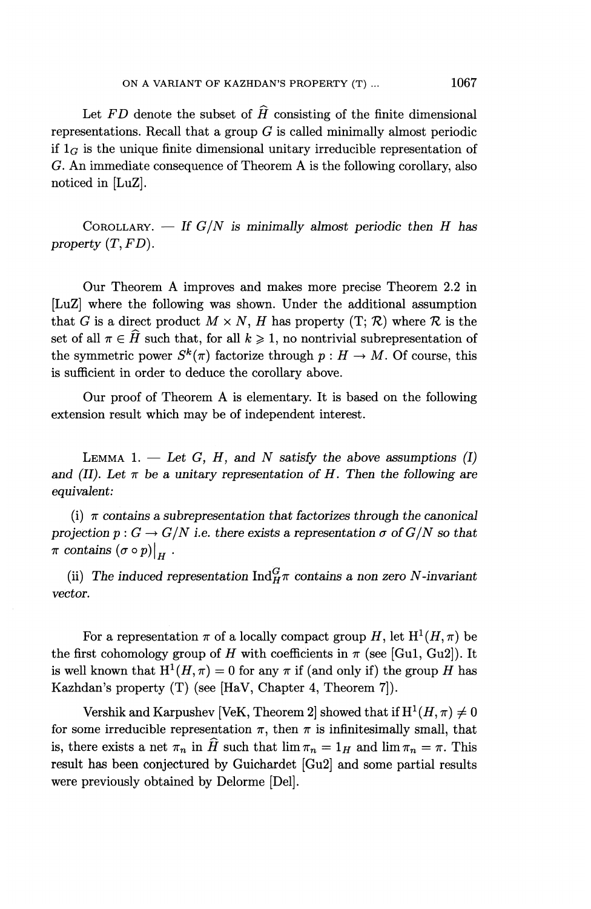Let $FD$ denote the subset of $\widehat{H}$ consisting of the finite dimensional representations. Recall that a group $G$ is called minimally almost periodic if $1_G$ is the unique finite dimensional unitary irreducible representation of $G$. An immediate consequence of Theorem A is the following corollary, also noticed in [LuZ].

COROLLARY. — *If $G/N$ is minimally almost periodic then $H$ has property $(T, FD)$.*

Our Theorem A improves and makes more precise Theorem 2.2 in [LuZ] where the following was shown. Under the additional assumption that $G$ is a direct product $M \times N$, $H$ has property (T; $\mathcal{R}$) where $\mathcal{R}$ is the set of all $\pi \in \widehat{H}$ such that, for all $k \geqslant 1$, no nontrivial subrepresentation of the symmetric power $S^k(\pi)$ factorize through $p : H \to M$. Of course, this is sufficient in order to deduce the corollary above.

Our proof of Theorem A is elementary. It is based on the following extension result which may be of independent interest.

LEMMA 1. — *Let $G$, $H$, and $N$ satisfy the above assumptions (I) and (II). Let $\pi$ be a unitary representation of $H$. Then the following are equivalent:*

*(i) $\pi$ contains a subrepresentation that factorizes through the canonical projection $p : G \to G/N$ i.e. there exists a representation $\sigma$ of $G/N$ so that $\pi$ contains $(\sigma \circ p)\big|_H$.*

*(ii) The induced representation $\mathrm{Ind}_H^G \pi$ contains a non zero $N$-invariant vector.*

For a representation $\pi$ of a locally compact group $H$, let $\mathrm{H}^1(H, \pi)$ be the first cohomology group of $H$ with coefficients in $\pi$ (see [Gu1, Gu2]). It is well known that $\mathrm{H}^1(H, \pi) = 0$ for any $\pi$ if (and only if) the group $H$ has Kazhdan's property (T) (see [HaV, Chapter 4, Theorem 7]).

Vershik and Karpushev [VeK, Theorem 2] showed that if $\mathrm{H}^1(H, \pi) \neq 0$ for some irreducible representation $\pi$, then $\pi$ is infinitesimally small, that is, there exists a net $\pi_n$ in $\widehat{H}$ such that $\lim \pi_n = 1_H$ and $\lim \pi_n = \pi$. This result has been conjectured by Guichardet [Gu2] and some partial results were previously obtained by Delorme [Del].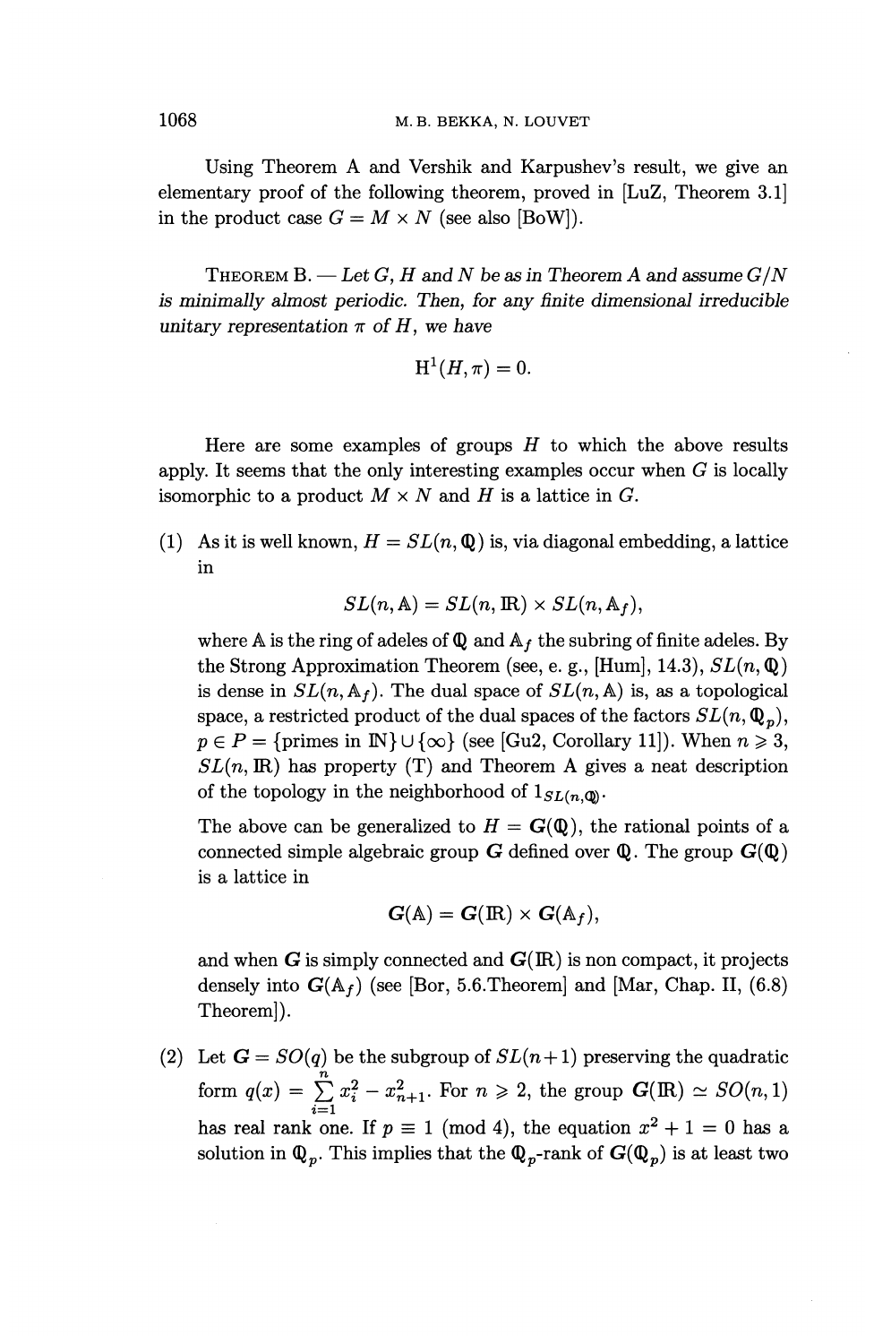Using Theorem A and Vershik and Karpushev's result, we give an elementary proof of the following theorem, proved in [LuZ, Theorem 3.1] in the product case $G = M \times N$ (see also [BoW]).

THEOREM B. — *Let $G$, $H$ and $N$ be as in Theorem A and assume $G/N$ is minimally almost periodic. Then, for any finite dimensional irreducible unitary representation $\pi$ of $H$, we have*

$$\mathrm{H}^1(H, \pi) = 0.$$

Here are some examples of groups $H$ to which the above results apply. It seems that the only interesting examples occur when $G$ is locally isomorphic to a product $M \times N$ and $H$ is a lattice in $G$.

(1) As it is well known, $H = SL(n, \mathbb{Q})$ is, via diagonal embedding, a lattice in

$$SL(n, \mathbb{A}) = SL(n, \mathbb{R}) \times SL(n, \mathbb{A}_f),$$

where $\mathbb{A}$ is the ring of adeles of $\mathbb{Q}$ and $\mathbb{A}_f$ the subring of finite adeles. By the Strong Approximation Theorem (see, e. g., [Hum], 14.3), $SL(n, \mathbb{Q})$ is dense in $SL(n, \mathbb{A}_f)$. The dual space of $SL(n, \mathbb{A})$ is, as a topological space, a restricted product of the dual spaces of the factors $SL(n, \mathbb{Q}_p)$, $p \in P = \{\text{primes in } \mathbb{N}\} \cup \{\infty\}$ (see [Gu2, Corollary 11]). When $n \geqslant 3$, $SL(n, \mathbb{R})$ has property (T) and Theorem A gives a neat description of the topology in the neighborhood of $1_{SL(n,\mathbb{Q})}$.

The above can be generalized to $H = \boldsymbol{G}(\mathbb{Q})$, the rational points of a connected simple algebraic group $\boldsymbol{G}$ defined over $\mathbb{Q}$. The group $\boldsymbol{G}(\mathbb{Q})$ is a lattice in

$$\boldsymbol{G}(\mathbb{A}) = \boldsymbol{G}(\mathbb{R}) \times \boldsymbol{G}(\mathbb{A}_f),$$

and when $\boldsymbol{G}$ is simply connected and $\boldsymbol{G}(\mathbb{R})$ is non compact, it projects densely into $\boldsymbol{G}(\mathbb{A}_f)$ (see [Bor, 5.6.Theorem] and [Mar, Chap. II, (6.8) Theorem]).

(2) Let $\boldsymbol{G} = SO(q)$ be the subgroup of $SL(n+1)$ preserving the quadratic form $q(x) = \sum_{i=1}^{n} x_i^2 - x_{n+1}^2$. For $n \geqslant 2$, the group $\boldsymbol{G}(\mathbb{R}) \simeq SO(n, 1)$ has real rank one. If $p \equiv 1 \pmod 4$, the equation $x^2 + 1 = 0$ has a solution in $\mathbb{Q}_p$. This implies that the $\mathbb{Q}_p$-rank of $\boldsymbol{G}(\mathbb{Q}_p)$ is at least two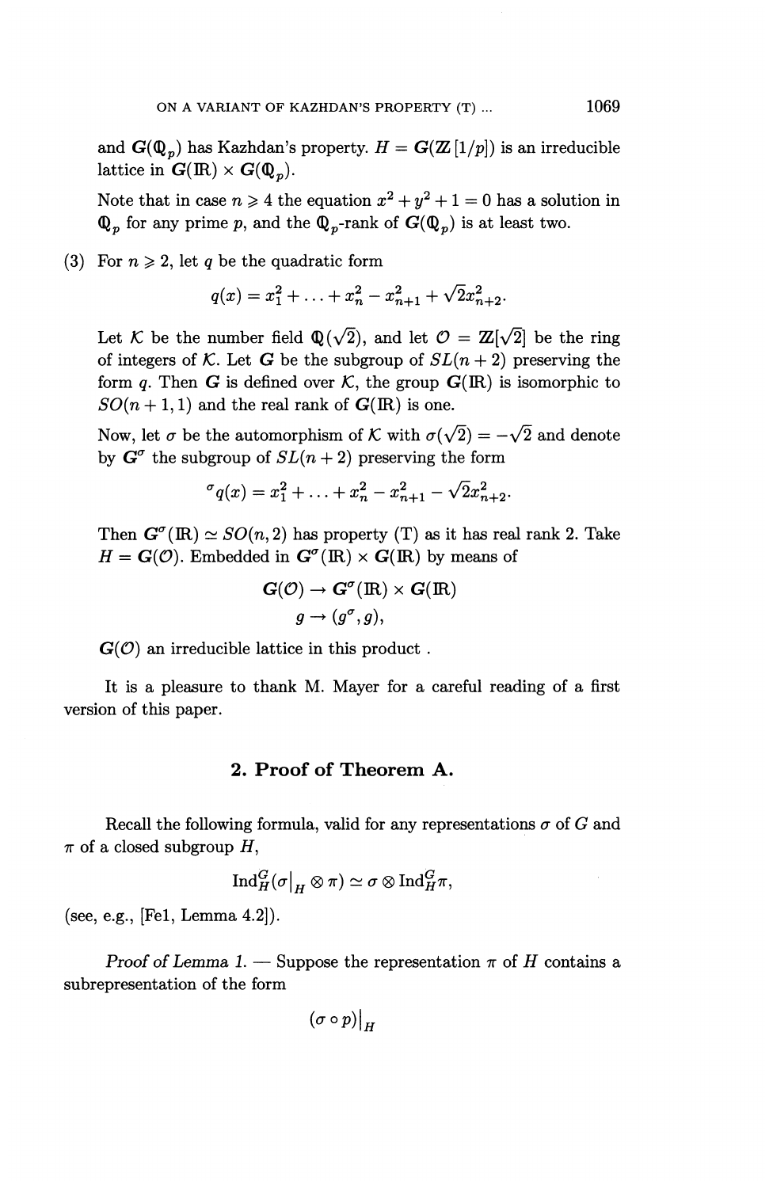and $\boldsymbol{G}(\mathbb{Q}_p)$ has Kazhdan's property. $H = \boldsymbol{G}(\mathbb{Z}[1/p])$ is an irreducible lattice in $\boldsymbol{G}(\mathbb{R}) \times \boldsymbol{G}(\mathbb{Q}_p)$.

Note that in case $n \geqslant 4$ the equation $x^2 + y^2 + 1 = 0$ has a solution in $\mathbb{Q}_p$ for any prime $p$, and the $\mathbb{Q}_p$-rank of $\boldsymbol{G}(\mathbb{Q}_p)$ is at least two.

(3) For $n \geqslant 2$, let $q$ be the quadratic form

$$q(x) = x_1^2 + \ldots + x_n^2 - x_{n+1}^2 + \sqrt{2}x_{n+2}^2.$$

Let $\mathcal{K}$ be the number field $\mathbb{Q}(\sqrt{2})$, and let $\mathcal{O} = \mathbb{Z}[\sqrt{2}]$ be the ring of integers of $\mathcal{K}$. Let $\boldsymbol{G}$ be the subgroup of $SL(n+2)$ preserving the form $q$. Then $\boldsymbol{G}$ is defined over $\mathcal{K}$, the group $\boldsymbol{G}(\mathbb{R})$ is isomorphic to $SO(n+1,1)$ and the real rank of $\boldsymbol{G}(\mathbb{R})$ is one.

Now, let $\sigma$ be the automorphism of $\mathcal{K}$ with $\sigma(\sqrt{2}) = -\sqrt{2}$ and denote by $\boldsymbol{G}^\sigma$ the subgroup of $SL(n+2)$ preserving the form

$${}^\sigma q(x) = x_1^2 + \ldots + x_n^2 - x_{n+1}^2 - \sqrt{2}x_{n+2}^2.$$

Then $\boldsymbol{G}^\sigma(\mathbb{R}) \simeq SO(n,2)$ has property (T) as it has real rank 2. Take $H = \boldsymbol{G}(\mathcal{O})$. Embedded in $\boldsymbol{G}^\sigma(\mathbb{R}) \times \boldsymbol{G}(\mathbb{R})$ by means of

$$\begin{aligned} \boldsymbol{G}(\mathcal{O}) &\to \boldsymbol{G}^\sigma(\mathbb{R}) \times \boldsymbol{G}(\mathbb{R}) \\ g &\to (g^\sigma, g), \end{aligned}$$

$\boldsymbol{G}(\mathcal{O})$ an irreducible lattice in this product .

It is a pleasure to thank M. Mayer for a careful reading of a first version of this paper.

## 2. Proof of Theorem A.

Recall the following formula, valid for any representations $\sigma$ of $G$ and $\pi$ of a closed subgroup $H$,

$$\mathrm{Ind}_H^G(\sigma|_H \otimes \pi) \simeq \sigma \otimes \mathrm{Ind}_H^G \pi,$$

(see, e.g., [Fel, Lemma 4.2]).

*Proof of Lemma 1.* — Suppose the representation $\pi$ of $H$ contains a subrepresentation of the form

$$(\sigma \circ p)|_H$$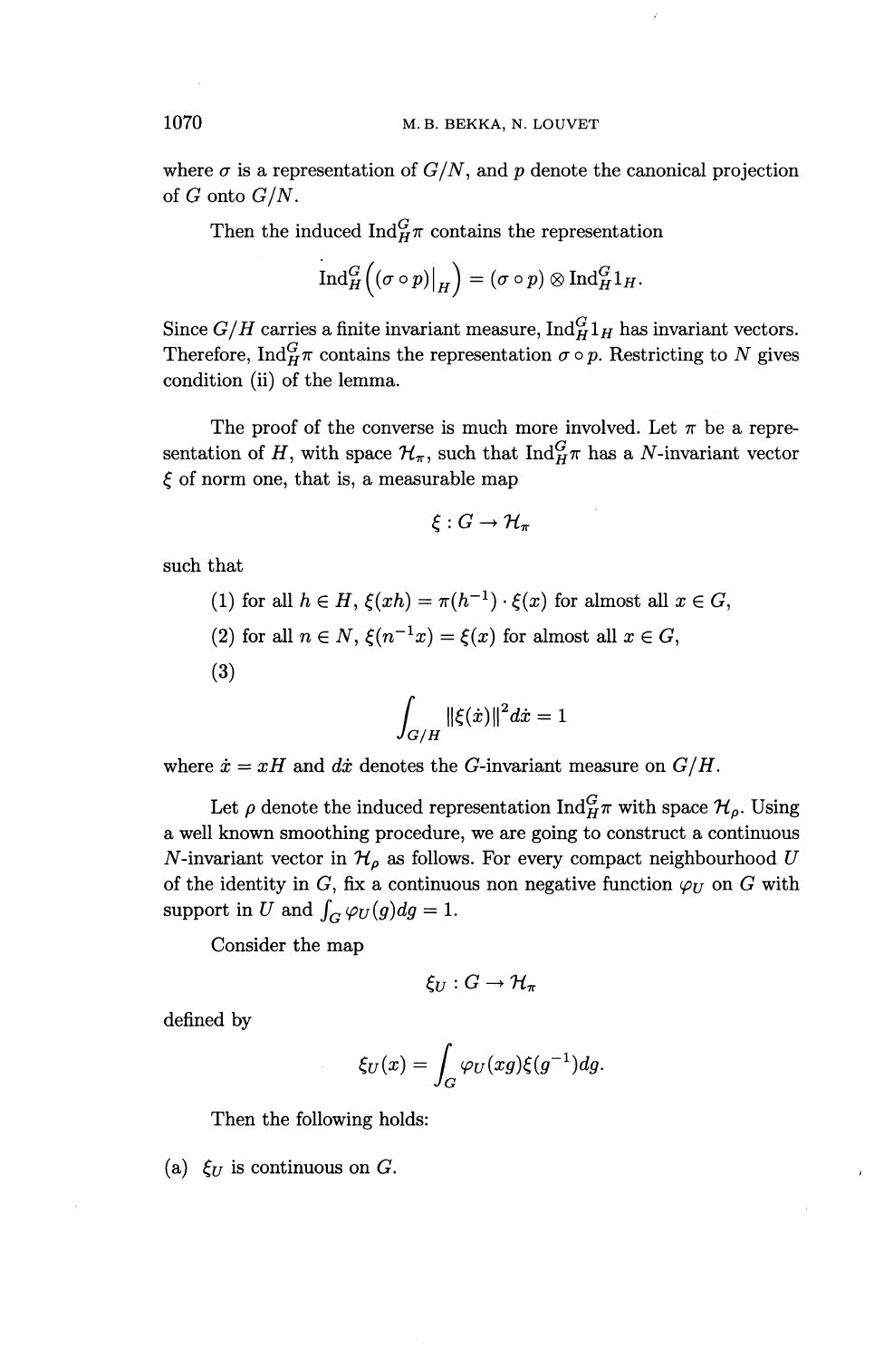where $\sigma$ is a representation of $G/N$, and $p$ denote the canonical projection of $G$ onto $G/N$.

Then the induced $\mathrm{Ind}_H^G \pi$ contains the representation

$$\mathrm{Ind}_H^G \left( (\sigma \circ p)\big|_H \right) = (\sigma \circ p) \otimes \mathrm{Ind}_H^G 1_H.$$

Since $G/H$ carries a finite invariant measure, $\mathrm{Ind}_H^G 1_H$ has invariant vectors. Therefore, $\mathrm{Ind}_H^G \pi$ contains the representation $\sigma \circ p$. Restricting to $N$ gives condition (ii) of the lemma.

The proof of the converse is much more involved. Let $\pi$ be a representation of $H$, with space $\mathcal{H}_\pi$, such that $\mathrm{Ind}_H^G \pi$ has a $N$-invariant vector $\xi$ of norm one, that is, a measurable map

$$\xi : G \to \mathcal{H}_\pi$$

such that

(1) for all $h \in H$, $\xi(xh) = \pi(h^{-1}) \cdot \xi(x)$ for almost all $x \in G$,

(2) for all $n \in N$, $\xi(n^{-1}x) = \xi(x)$ for almost all $x \in G$,

(3)
$$\int_{G/H} \|\xi(\dot{x})\|^2 d\dot{x} = 1$$

where $\dot{x} = xH$ and $d\dot{x}$ denotes the $G$-invariant measure on $G/H$.

Let $\rho$ denote the induced representation $\mathrm{Ind}_H^G \pi$ with space $\mathcal{H}_\rho$. Using a well known smoothing procedure, we are going to construct a continuous $N$-invariant vector in $\mathcal{H}_\rho$ as follows. For every compact neighbourhood $U$ of the identity in $G$, fix a continuous non negative function $\varphi_U$ on $G$ with support in $U$ and $\int_G \varphi_U(g)dg = 1$.

Consider the map

$$\xi_U : G \to \mathcal{H}_\pi$$

defined by

$$\xi_U(x) = \int_G \varphi_U(xg)\xi(g^{-1})dg.$$

Then the following holds:

(a) $\xi_U$ is continuous on $G$.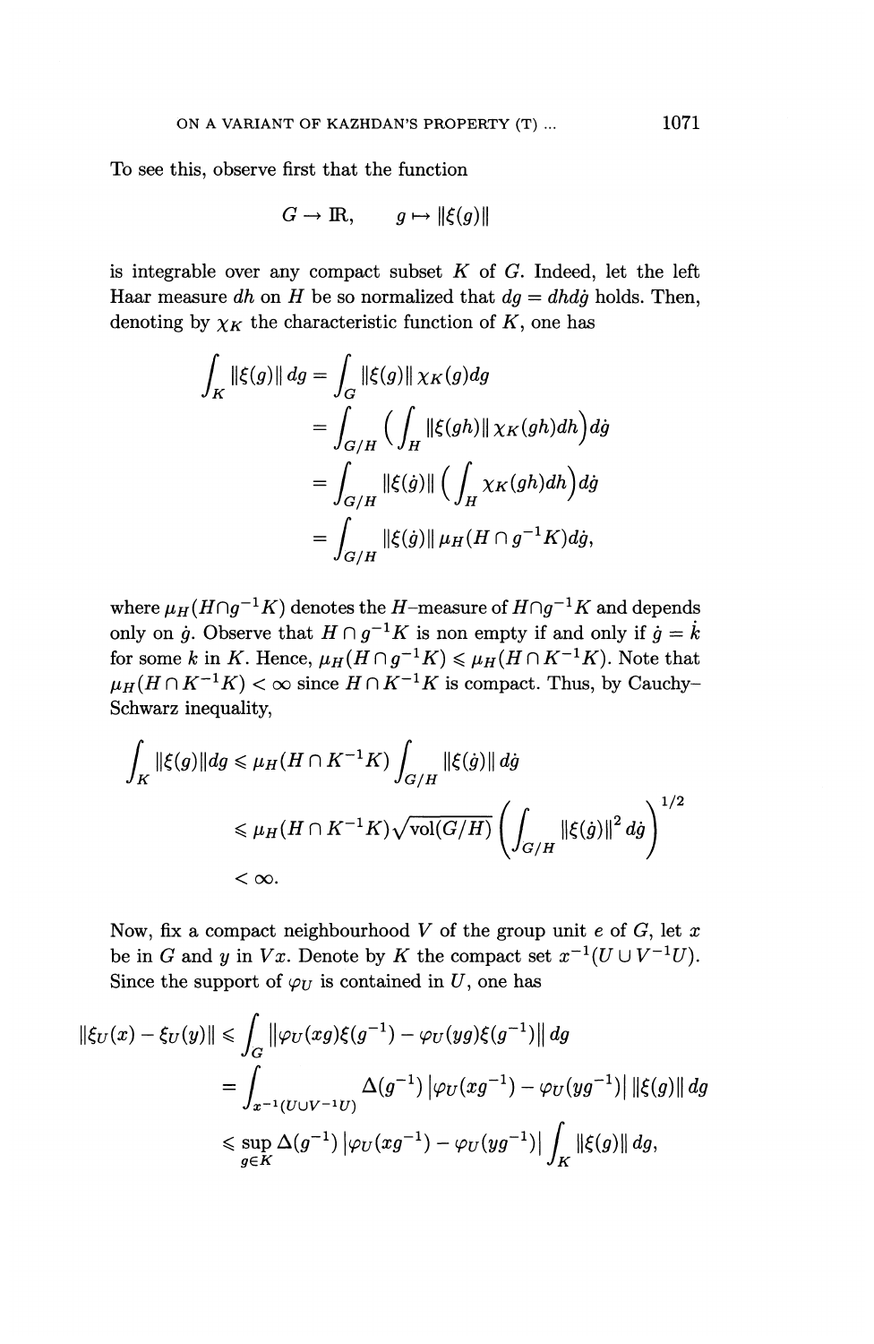To see this, observe first that the function

$$G \to \mathbb{R}, \qquad g \mapsto \|\xi(g)\|$$

is integrable over any compact subset $K$ of $G$. Indeed, let the left Haar measure $dh$ on $H$ be so normalized that $dg = dh d\dot{g}$ holds. Then, denoting by $\chi_K$ the characteristic function of $K$, one has

$$\begin{aligned}
\int_K \|\xi(g)\|\, dg &= \int_G \|\xi(g)\|\, \chi_K(g) dg \\
&= \int_{G/H} \Big( \int_H \|\xi(gh)\|\, \chi_K(gh) dh \Big) d\dot{g} \\
&= \int_{G/H} \|\xi(\dot{g})\| \Big( \int_H \chi_K(gh) dh \Big) d\dot{g} \\
&= \int_{G/H} \|\xi(\dot{g})\|\, \mu_H(H \cap g^{-1}K) d\dot{g},
\end{aligned}$$

where $\mu_H(H \cap g^{-1}K)$ denotes the $H$–measure of $H \cap g^{-1}K$ and depends only on $\dot{g}$. Observe that $H \cap g^{-1}K$ is non empty if and only if $\dot{g} = \dot{k}$ for some $k$ in $K$. Hence, $\mu_H(H \cap g^{-1}K) \leqslant \mu_H(H \cap K^{-1}K)$. Note that $\mu_H(H \cap K^{-1}K) < \infty$ since $H \cap K^{-1}K$ is compact. Thus, by Cauchy–Schwarz inequality,

$$\begin{aligned}
\int_K \|\xi(g)\| dg &\leqslant \mu_H(H \cap K^{-1}K) \int_{G/H} \|\xi(\dot{g})\|\, d\dot{g} \\
&\leqslant \mu_H(H \cap K^{-1}K) \sqrt{\mathrm{vol}(G/H)} \left( \int_{G/H} \|\xi(\dot{g})\|^2\, d\dot{g} \right)^{1/2} \\
&< \infty.
\end{aligned}$$

Now, fix a compact neighbourhood $V$ of the group unit $e$ of $G$, let $x$ be in $G$ and $y$ in $Vx$. Denote by $K$ the compact set $x^{-1}(U \cup V^{-1}U)$. Since the support of $\varphi_U$ is contained in $U$, one has

$$\begin{aligned}
\|\xi_U(x) - \xi_U(y)\| &\leqslant \int_G \big\|\varphi_U(xg)\xi(g^{-1}) - \varphi_U(yg)\xi(g^{-1})\big\|\, dg \\
&= \int_{x^{-1}(U \cup V^{-1}U)} \Delta(g^{-1})\, |\varphi_U(xg^{-1}) - \varphi_U(yg^{-1})|\, \|\xi(g)\|\, dg \\
&\leqslant \sup_{g \in K} \Delta(g^{-1})\, |\varphi_U(xg^{-1}) - \varphi_U(yg^{-1})| \int_K \|\xi(g)\|\, dg,
\end{aligned}$$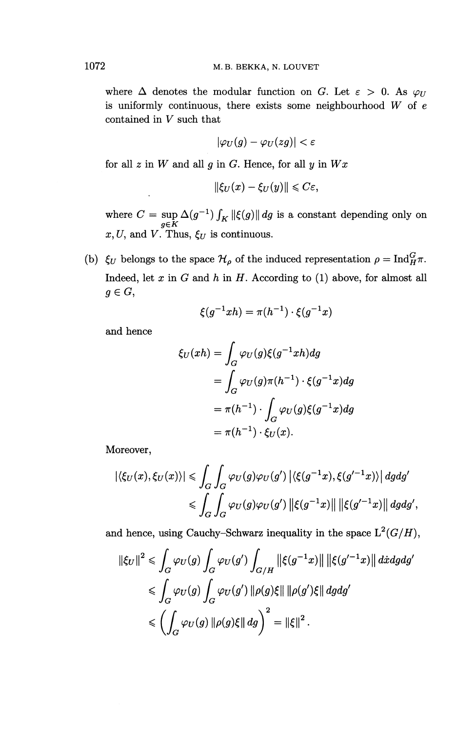where $\Delta$ denotes the modular function on $G$. Let $\varepsilon > 0$. As $\varphi_U$ is uniformly continuous, there exists some neighbourhood $W$ of $e$ contained in $V$ such that

$$|\varphi_U(g) - \varphi_U(zg)| < \varepsilon$$

for all $z$ in $W$ and all $g$ in $G$. Hence, for all $y$ in $Wx$

$$\|\xi_U(x) - \xi_U(y)\| \leqslant C\varepsilon,$$

where $C = \sup_{g \in K} \Delta(g^{-1}) \int_K \|\xi(g)\| \, dg$ is a constant depending only on $x, U$, and $V$. Thus, $\xi_U$ is continuous.

(b) $\xi_U$ belongs to the space $\mathcal{H}_\rho$ of the induced representation $\rho = \mathrm{Ind}_H^G \pi$. Indeed, let $x$ in $G$ and $h$ in $H$. According to (1) above, for almost all $g \in G$,

$$\xi(g^{-1}xh) = \pi(h^{-1}) \cdot \xi(g^{-1}x)$$

and hence

$$\begin{aligned}
\xi_U(xh) &= \int_G \varphi_U(g)\xi(g^{-1}xh)dg \\
&= \int_G \varphi_U(g)\pi(h^{-1}) \cdot \xi(g^{-1}x)dg \\
&= \pi(h^{-1}) \cdot \int_G \varphi_U(g)\xi(g^{-1}x)dg \\
&= \pi(h^{-1}) \cdot \xi_U(x).
\end{aligned}$$

Moreover,

$$\begin{aligned}
|\langle \xi_U(x), \xi_U(x) \rangle| &\leqslant \int_G \int_G \varphi_U(g)\varphi_U(g') \left|\langle \xi(g^{-1}x), \xi(g'^{-1}x) \rangle\right| dg dg' \\
&\leqslant \int_G \int_G \varphi_U(g)\varphi_U(g') \left\|\xi(g^{-1}x)\right\| \left\|\xi(g'^{-1}x)\right\| dg dg',
\end{aligned}$$

and hence, using Cauchy–Schwarz inequality in the space $\mathrm{L}^2(G/H)$,

$$\begin{aligned}
\|\xi_U\|^2 &\leqslant \int_G \varphi_U(g) \int_G \varphi_U(g') \int_{G/H} \left\|\xi(g^{-1}x)\right\| \left\|\xi(g'^{-1}x)\right\| d\dot{x} dg dg' \\
&\leqslant \int_G \varphi_U(g) \int_G \varphi_U(g') \|\rho(g)\xi\| \, \|\rho(g')\xi\| \, dg dg' \\
&\leqslant \left( \int_G \varphi_U(g) \|\rho(g)\xi\| \, dg \right)^2 = \|\xi\|^2 .
\end{aligned}$$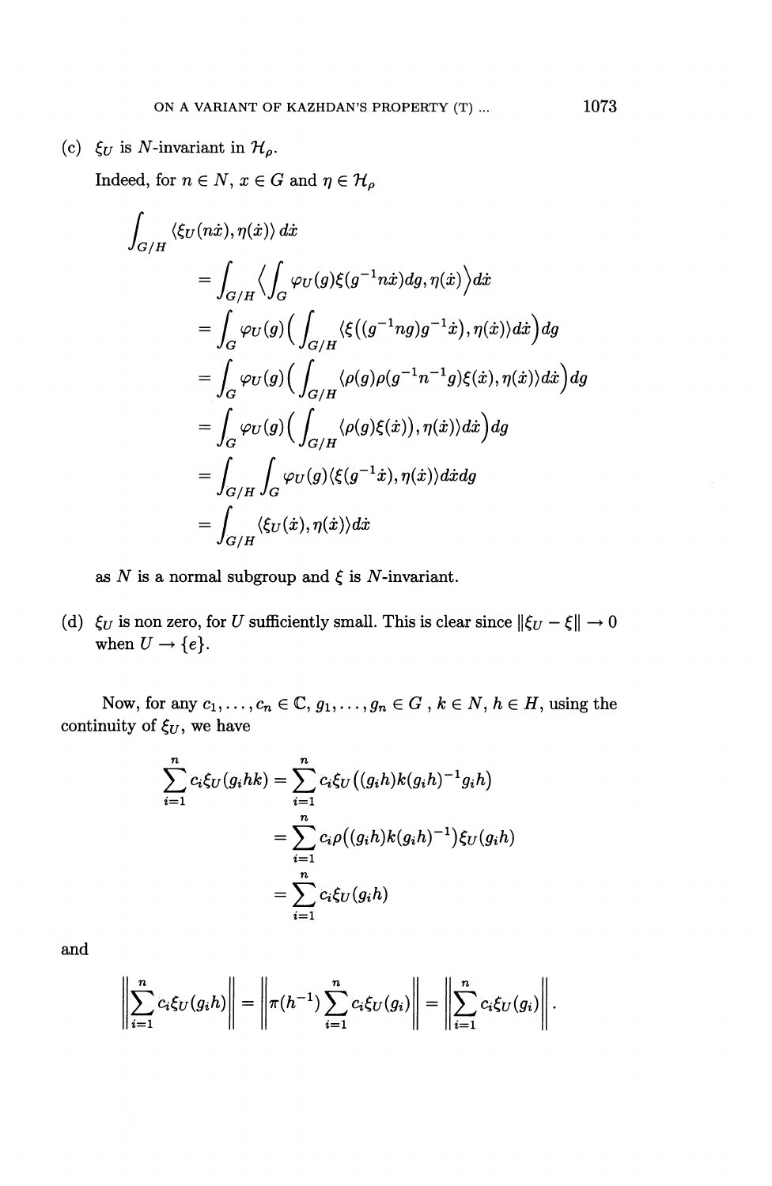(c) $\xi_U$ is $N$-invariant in $\mathcal{H}_\rho$.

Indeed, for $n \in N$, $x \in G$ and $\eta \in \mathcal{H}_\rho$

$$
\begin{aligned}
\int_{G/H} & \langle \xi_U(n\dot{x}), \eta(\dot{x}) \rangle \, d\dot{x} \\
&= \int_{G/H} \Big\langle \int_G \varphi_U(g) \xi(g^{-1} n \dot{x}) dg, \eta(\dot{x}) \Big\rangle d\dot{x} \\
&= \int_G \varphi_U(g) \Big( \int_{G/H} \langle \xi((g^{-1} n g) g^{-1} \dot{x}), \eta(\dot{x}) \rangle d\dot{x} \Big) dg \\
&= \int_G \varphi_U(g) \Big( \int_{G/H} \langle \rho(g) \rho(g^{-1} n^{-1} g) \xi(\dot{x}), \eta(\dot{x}) \rangle d\dot{x} \Big) dg \\
&= \int_G \varphi_U(g) \Big( \int_{G/H} \langle \rho(g) \xi(\dot{x})), \eta(\dot{x}) \rangle d\dot{x} \Big) dg \\
&= \int_{G/H} \int_G \varphi_U(g) \langle \xi(g^{-1} \dot{x}), \eta(\dot{x}) \rangle d\dot{x} dg \\
&= \int_{G/H} \langle \xi_U(\dot{x}), \eta(\dot{x}) \rangle d\dot{x}
\end{aligned}
$$

as $N$ is a normal subgroup and $\xi$ is $N$-invariant.

(d) $\xi_U$ is non zero, for $U$ sufficiently small. This is clear since $\|\xi_U - \xi\| \to 0$ when $U \to \{e\}$.

Now, for any $c_1, \ldots, c_n \in \mathbb{C}$, $g_1, \ldots, g_n \in G$ , $k \in N$, $h \in H$, using the continuity of $\xi_U$, we have

$$
\begin{aligned}
\sum_{i=1}^n c_i \xi_U(g_i h k) &= \sum_{i=1}^n c_i \xi_U\big((g_i h) k (g_i h)^{-1} g_i h\big) \\
&= \sum_{i=1}^n c_i \rho\big((g_i h) k (g_i h)^{-1}\big) \xi_U(g_i h) \\
&= \sum_{i=1}^n c_i \xi_U(g_i h)
\end{aligned}
$$

and

$$
\left\| \sum_{i=1}^n c_i \xi_U(g_i h) \right\| = \left\| \pi(h^{-1}) \sum_{i=1}^n c_i \xi_U(g_i) \right\| = \left\| \sum_{i=1}^n c_i \xi_U(g_i) \right\| .
$$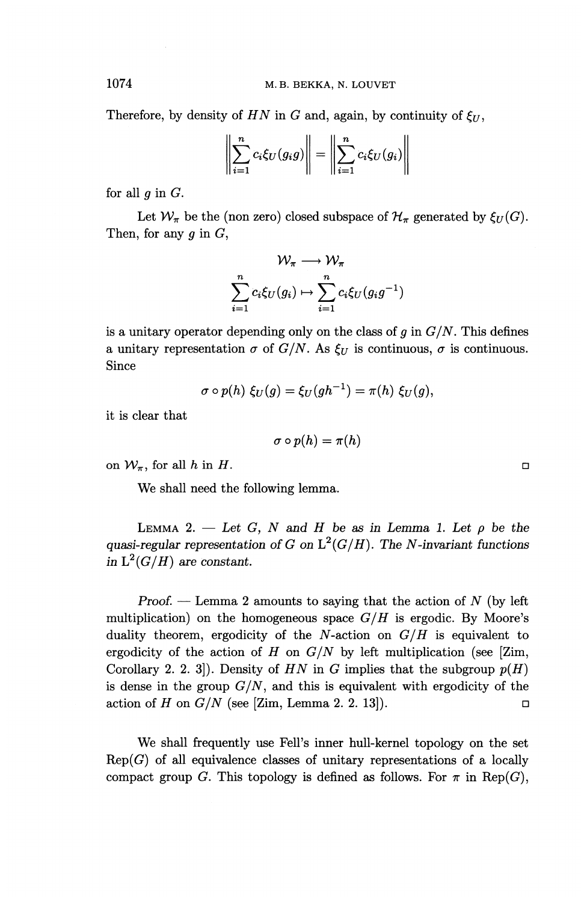Therefore, by density of $HN$ in $G$ and, again, by continuity of $\xi_U$,

$$\left\| \sum_{i=1}^{n} c_i \xi_U(g_i g) \right\| = \left\| \sum_{i=1}^{n} c_i \xi_U(g_i) \right\|$$

for all $g$ in $G$.

Let $\mathcal{W}_\pi$ be the (non zero) closed subspace of $\mathcal{H}_\pi$ generated by $\xi_U(G)$. Then, for any $g$ in $G$,

$$\mathcal{W}_\pi \longrightarrow \mathcal{W}_\pi$$

$$\sum_{i=1}^{n} c_i \xi_U(g_i) \mapsto \sum_{i=1}^{n} c_i \xi_U(g_i g^{-1})$$

is a unitary operator depending only on the class of $g$ in $G/N$. This defines a unitary representation $\sigma$ of $G/N$. As $\xi_U$ is continuous, $\sigma$ is continuous. Since

$$\sigma \circ p(h)\, \xi_U(g) = \xi_U(gh^{-1}) = \pi(h)\, \xi_U(g),$$

it is clear that

$$\sigma \circ p(h) = \pi(h)$$

on $\mathcal{W}_\pi$, for all $h$ in $H$. □

We shall need the following lemma.

Lemma 2. — *Let $G$, $N$ and $H$ be as in Lemma 1. Let $\rho$ be the quasi-regular representation of $G$ on $\mathrm{L}^2(G/H)$. The $N$-invariant functions in $\mathrm{L}^2(G/H)$ are constant.*

*Proof.* — Lemma 2 amounts to saying that the action of $N$ (by left multiplication) on the homogeneous space $G/H$ is ergodic. By Moore's duality theorem, ergodicity of the $N$-action on $G/H$ is equivalent to ergodicity of the action of $H$ on $G/N$ by left multiplication (see [Zim, Corollary 2. 2. 3]). Density of $HN$ in $G$ implies that the subgroup $p(H)$ is dense in the group $G/N$, and this is equivalent with ergodicity of the action of $H$ on $G/N$ (see [Zim, Lemma 2. 2. 13]). □

We shall frequently use Fell's inner hull-kernel topology on the set $\mathrm{Rep}(G)$ of all equivalence classes of unitary representations of a locally compact group $G$. This topology is defined as follows. For $\pi$ in $\mathrm{Rep}(G)$,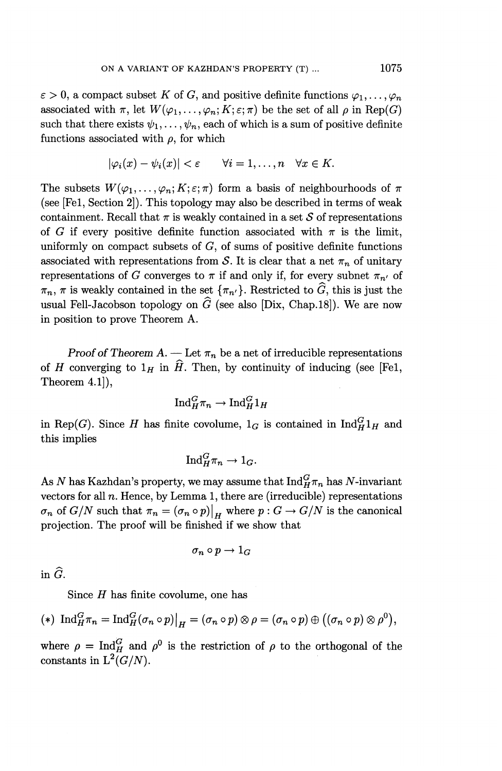$\varepsilon > 0$, a compact subset $K$ of $G$, and positive definite functions $\varphi_1, \ldots, \varphi_n$ associated with $\pi$, let $W(\varphi_1, \ldots, \varphi_n; K; \varepsilon; \pi)$ be the set of all $\rho$ in $\mathrm{Rep}(G)$ such that there exists $\psi_1, \ldots, \psi_n$, each of which is a sum of positive definite functions associated with $\rho$, for which

$$|\varphi_i(x) - \psi_i(x)| < \varepsilon \qquad \forall i = 1, \ldots, n \quad \forall x \in K.$$

The subsets $W(\varphi_1, \ldots, \varphi_n; K; \varepsilon; \pi)$ form a basis of neighbourhoods of $\pi$ (see [Fel, Section 2]). This topology may also be described in terms of weak containment. Recall that $\pi$ is weakly contained in a set $\mathcal{S}$ of representations of $G$ if every positive definite function associated with $\pi$ is the limit, uniformly on compact subsets of $G$, of sums of positive definite functions associated with representations from $\mathcal{S}$. It is clear that a net $\pi_n$ of unitary representations of $G$ converges to $\pi$ if and only if, for every subnet $\pi_{n'}$ of $\pi_n$, $\pi$ is weakly contained in the set $\{\pi_{n'}\}$. Restricted to $\widehat{G}$, this is just the usual Fell-Jacobson topology on $\widehat{G}$ (see also [Dix, Chap.18]). We are now in position to prove Theorem A.

*Proof of Theorem A.* — Let $\pi_n$ be a net of irreducible representations of $H$ converging to $1_H$ in $\widehat{H}$. Then, by continuity of inducing (see [Fel, Theorem 4.1]),

$$\mathrm{Ind}_H^G \pi_n \to \mathrm{Ind}_H^G 1_H$$

in $\mathrm{Rep}(G)$. Since $H$ has finite covolume, $1_G$ is contained in $\mathrm{Ind}_H^G 1_H$ and this implies

$$\mathrm{Ind}_H^G \pi_n \to 1_G.$$

As $N$ has Kazhdan's property, we may assume that $\mathrm{Ind}_H^G \pi_n$ has $N$-invariant vectors for all $n$. Hence, by Lemma 1, there are (irreducible) representations $\sigma_n$ of $G/N$ such that $\pi_n = (\sigma_n \circ p)\big|_H$ where $p : G \to G/N$ is the canonical projection. The proof will be finished if we show that

$$\sigma_n \circ p \to 1_G$$

in $\widehat{G}$.

Since $H$ has finite covolume, one has

$$(*)\ \mathrm{Ind}_H^G \pi_n = \mathrm{Ind}_H^G (\sigma_n \circ p)\big|_H = (\sigma_n \circ p) \otimes \rho = (\sigma_n \circ p) \oplus \big((\sigma_n \circ p) \otimes \rho^0\big),$$

where $\rho = \mathrm{Ind}_H^G$ and $\rho^0$ is the restriction of $\rho$ to the orthogonal of the constants in $\mathrm{L}^2(G/N)$.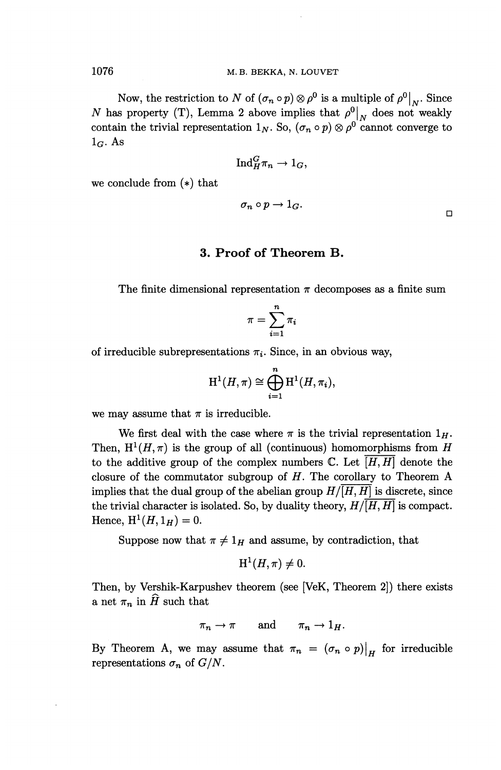Now, the restriction to $N$ of $(\sigma_n \circ p) \otimes \rho^0$ is a multiple of $\rho^0|_N$. Since $N$ has property (T), Lemma 2 above implies that $\rho^0|_N$ does not weakly contain the trivial representation $1_N$. So, $(\sigma_n \circ p) \otimes \rho^0$ cannot converge to $1_G$. As

$$\operatorname{Ind}_H^G \pi_n \to 1_G,$$

we conclude from $(*)$ that

$$\sigma_n \circ p \to 1_G.$$

□

## 3. Proof of Theorem B.

The finite dimensional representation $\pi$ decomposes as a finite sum

$$\pi = \sum_{i=1}^{n} \pi_i$$

of irreducible subrepresentations $\pi_i$. Since, in an obvious way,

$$\mathrm{H}^1(H, \pi) \cong \bigoplus_{i=1}^{n} \mathrm{H}^1(H, \pi_i),$$

we may assume that $\pi$ is irreducible.

We first deal with the case where $\pi$ is the trivial representation $1_H$. Then, $\mathrm{H}^1(H, \pi)$ is the group of all (continuous) homomorphisms from $H$ to the additive group of the complex numbers $\mathbb{C}$. Let $\overline{[H, H]}$ denote the closure of the commutator subgroup of $H$. The corollary to Theorem A implies that the dual group of the abelian group $H/\overline{[H, H]}$ is discrete, since the trivial character is isolated. So, by duality theory, $H/\overline{[H, H]}$ is compact. Hence, $\mathrm{H}^1(H, 1_H) = 0$.

Suppose now that $\pi \neq 1_H$ and assume, by contradiction, that

$$\mathrm{H}^1(H, \pi) \neq 0.$$

Then, by Vershik-Karpushev theorem (see [VeK, Theorem 2]) there exists a net $\pi_n$ in $\widehat{H}$ such that

$$\pi_n \to \pi \qquad \text{and} \qquad \pi_n \to 1_H.$$

By Theorem A, we may assume that $\pi_n = (\sigma_n \circ p)|_H$ for irreducible representations $\sigma_n$ of $G/N$.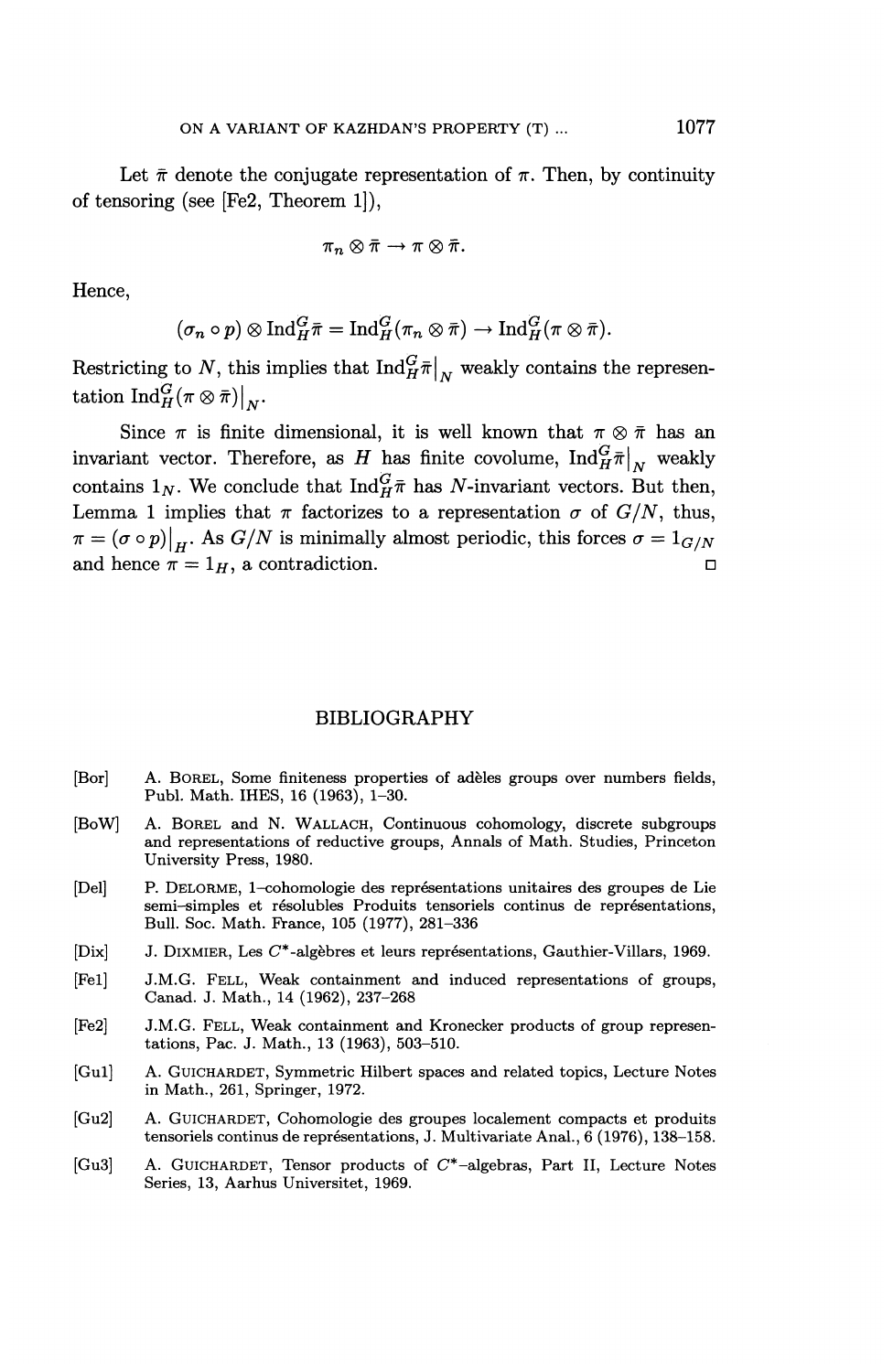Let $\bar{\pi}$ denote the conjugate representation of $\pi$. Then, by continuity of tensoring (see [Fe2, Theorem 1]),

$$\pi_n \otimes \bar{\pi} \to \pi \otimes \bar{\pi}.$$

Hence,

$$(\sigma_n \circ p) \otimes \operatorname{Ind}_H^G \bar{\pi} = \operatorname{Ind}_H^G(\pi_n \otimes \bar{\pi}) \to \operatorname{Ind}_H^G(\pi \otimes \bar{\pi}).$$

Restricting to $N$, this implies that $\operatorname{Ind}_H^G \bar{\pi}\big|_N$ weakly contains the representation $\operatorname{Ind}_H^G(\pi \otimes \bar{\pi})\big|_N$.

Since $\pi$ is finite dimensional, it is well known that $\pi \otimes \bar{\pi}$ has an invariant vector. Therefore, as $H$ has finite covolume, $\operatorname{Ind}_H^G \bar{\pi}\big|_N$ weakly contains $1_N$. We conclude that $\operatorname{Ind}_H^G \bar{\pi}$ has $N$-invariant vectors. But then, Lemma 1 implies that $\pi$ factorizes to a representation $\sigma$ of $G/N$, thus, $\pi = (\sigma \circ p)\big|_H$. As $G/N$ is minimally almost periodic, this forces $\sigma = 1_{G/N}$ and hence $\pi = 1_H$, a contradiction. □

## BIBLIOGRAPHY

[Bor] A. Borel, Some finiteness properties of adèles groups over numbers fields, Publ. Math. IHES, 16 (1963), 1–30.

[BoW] A. Borel and N. Wallach, Continuous cohomology, discrete subgroups and representations of reductive groups, Annals of Math. Studies, Princeton University Press, 1980.

[Del] P. Delorme, 1–cohomologie des représentations unitaires des groupes de Lie semi–simples et résolubles Produits tensoriels continus de représentations, Bull. Soc. Math. France, 105 (1977), 281–336

[Dix] J. Dixmier, Les $C^*$-algèbres et leurs représentations, Gauthier-Villars, 1969.

[Fe1] J.M.G. Fell, Weak containment and induced representations of groups, Canad. J. Math., 14 (1962), 237–268

[Fe2] J.M.G. Fell, Weak containment and Kronecker products of group representations, Pac. J. Math., 13 (1963), 503–510.

[Gu1] A. Guichardet, Symmetric Hilbert spaces and related topics, Lecture Notes in Math., 261, Springer, 1972.

[Gu2] A. Guichardet, Cohomologie des groupes localement compacts et produits tensoriels continus de représentations, J. Multivariate Anal., 6 (1976), 138–158.

[Gu3] A. Guichardet, Tensor products of $C^*$–algebras, Part II, Lecture Notes Series, 13, Aarhus Universitet, 1969.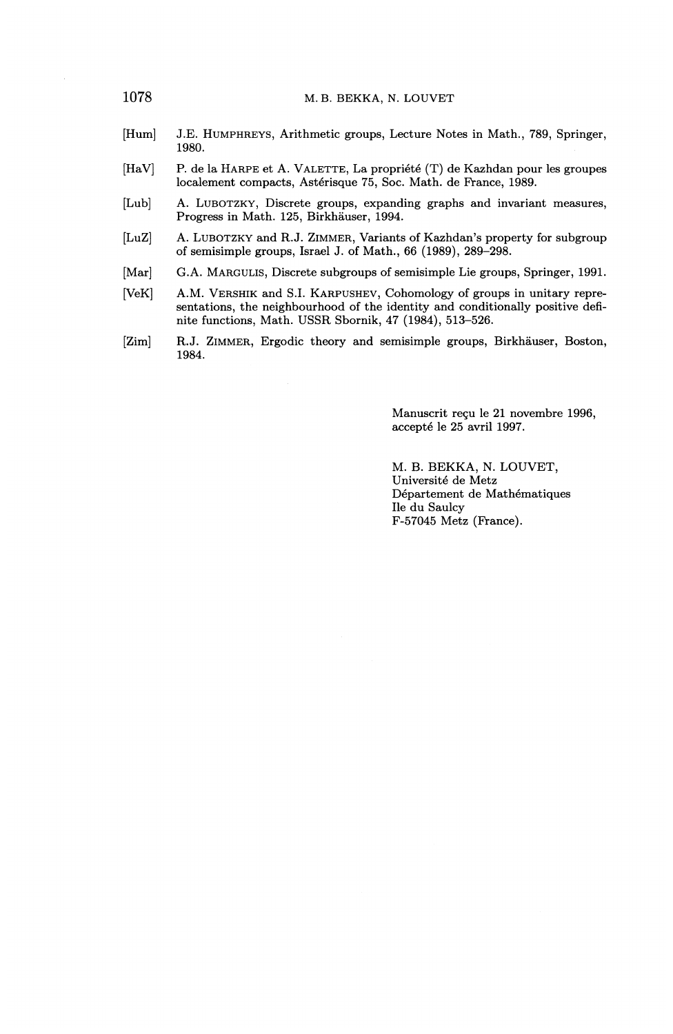[Hum] J.E. HUMPHREYS, Arithmetic groups, Lecture Notes in Math., 789, Springer, 1980.

[HaV] P. de la HARPE et A. VALETTE, La propriété (T) de Kazhdan pour les groupes localement compacts, Astérisque 75, Soc. Math. de France, 1989.

[Lub] A. LUBOTZKY, Discrete groups, expanding graphs and invariant measures, Progress in Math. 125, Birkhäuser, 1994.

[LuZ] A. LUBOTZKY and R.J. ZIMMER, Variants of Kazhdan's property for subgroup of semisimple groups, Israel J. of Math., 66 (1989), 289–298.

[Mar] G.A. MARGULIS, Discrete subgroups of semisimple Lie groups, Springer, 1991.

[VeK] A.M. VERSHIK and S.I. KARPUSHEV, Cohomology of groups in unitary representations, the neighbourhood of the identity and conditionally positive definite functions, Math. USSR Sbornik, 47 (1984), 513–526.

[Zim] R.J. ZIMMER, Ergodic theory and semisimple groups, Birkhäuser, Boston, 1984.

Manuscrit reçu le 21 novembre 1996,
accepté le 25 avril 1997.

M. B. BEKKA, N. LOUVET,
Université de Metz
Département de Mathématiques
Ile du Saulcy
F-57045 Metz (France).